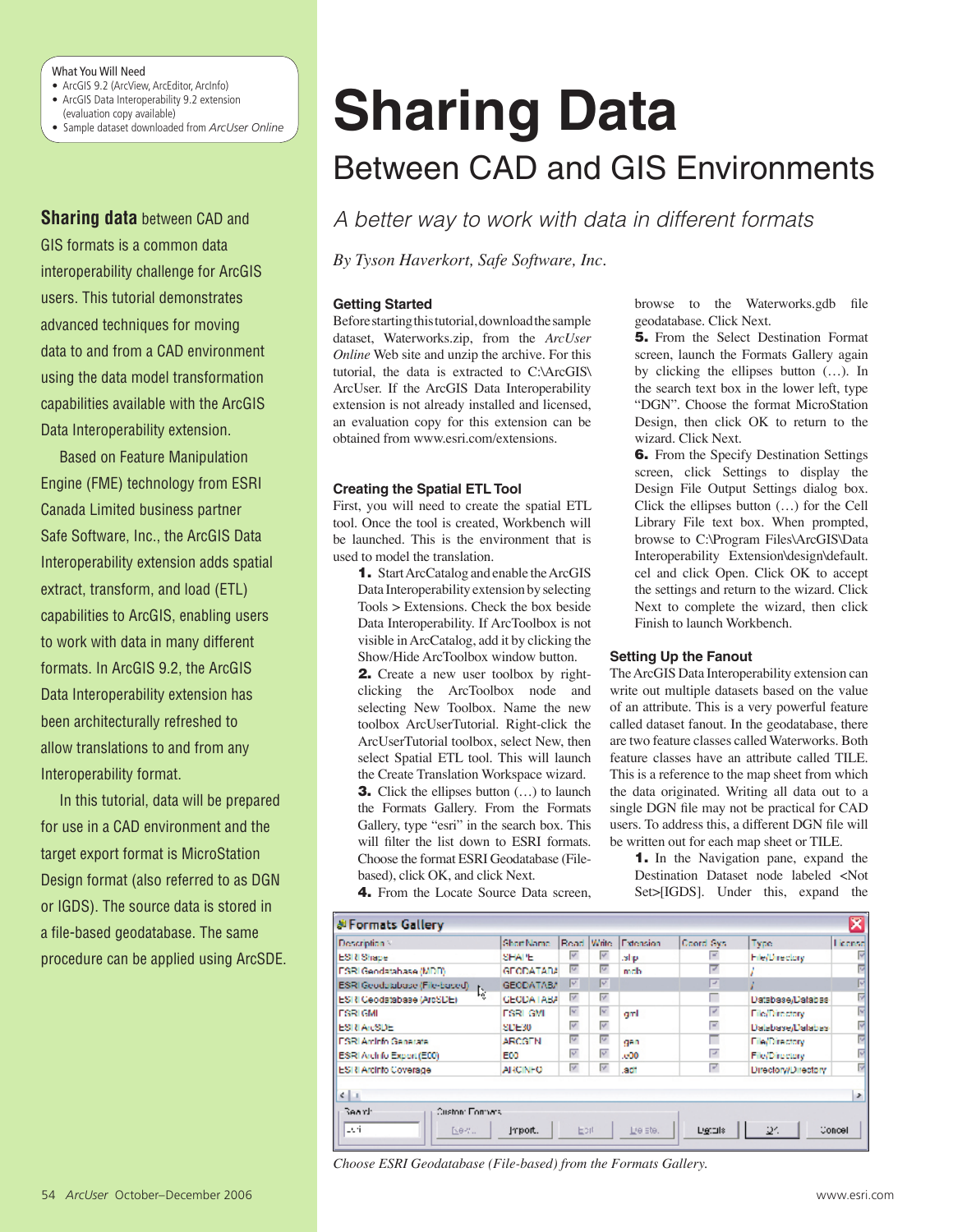# Sharing Data

## Between CAD and GIS Environments

*A better way to work with data in different formats*

*By Tyson Haverkort, Safe Software, Inc.*

What You Will Need

- ArcGIS 9.2 (ArcView, ArcEditor, ArcInfo)
- ArcGIS Data Interoperability 9.2 extension (evaluation copy available)
- Sample dataset downloaded from *ArcUser Online*

**Sharing data** between CAD and GIS formats is a common data interoperability challenge for ArcGIS users. This tutorial demonstrates advanced techniques for moving data to and from a CAD environment using the data model transformation capabilities available with the ArcGIS Data Interoperability extension.

Based on Feature Manipulation Engine (FME) technology from ESRI Canada Limited business partner Safe Software, Inc., the ArcGIS Data Interoperability extension adds spatial extract, transform, and load (ETL) capabilities to ArcGIS, enabling users to work with data in many different formats. In ArcGIS 9.2, the ArcGIS Data Interoperability extension has been architecturally refreshed to allow translations to and from any Interoperability format.

In this tutorial, data will be prepared for use in a CAD environment and the target export format is MicroStation Design format (also referred to as DGN or IGDS). The source data is stored in a file-based geodatabase. The same procedure can be applied using ArcSDE.

### Getting Started

Before starting this tutorial, download the sample dataset, Waterworks.zip, from the *ArcUser Online* Web site and unzip the archive. For this tutorial, the data is extracted to C:\ArcGIS\ArcUser. If the ArcGIS Data Interoperability extension is not already installed and licensed, an evaluation copy for this extension can be obtained from www.esri.com/extensions.

### Creating the Spatial ETL Tool

First, you will need to create the spatial ETL tool. Once the tool is created, Workbench will be launched. This is the environment that is used to model the translation.

**1.** Start ArcCatalog and enable the ArcGIS Data Interoperability extension by selecting Tools > Extensions. Check the box beside Data Interoperability. If ArcToolbox is not visible in ArcCatalog, add it by clicking the Show/Hide ArcToolbox window button.

**2.** Create a new user toolbox by right-clicking the ArcToolbox node and selecting New Toolbox. Name the new toolbox ArcUserTutorial. Right-click the ArcUserTutorial toolbox, select New, then select Spatial ETL tool. This will launch the Create Translation Workspace wizard.

**3.** Click the ellipses button (…) to launch the Formats Gallery. From the Formats Gallery, type "esri" in the search box. This will filter the list down to ESRI formats. Choose the format ESRI Geodatabase (File-based), click OK, and click Next.

**4.** From the Locate Source Data screen, browse to the Waterworks.gdb file geodatabase. Click Next.

**5.** From the Select Destination Format screen, launch the Formats Gallery again by clicking the ellipses button (…). In the search text box in the lower left, type "DGN". Choose the format MicroStation Design, then click OK to return to the wizard. Click Next.

**6.** From the Specify Destination Settings screen, click Settings to display the Design File Output Settings dialog box. Click the ellipses button (…) for the Cell Library File text box. When prompted, browse to C:\Program Files\ArcGIS\Data Interoperability Extension\design\default.cel and click Open. Click OK to accept the settings and return to the wizard. Click Next to complete the wizard, then click Finish to launch Workbench.

### Setting Up the Fanout

The ArcGIS Data Interoperability extension can write out multiple datasets based on the value of an attribute. This is a very powerful feature called dataset fanout. In the geodatabase, there are two feature classes called Waterworks. Both feature classes have an attribute called TILE. This is a reference to the map sheet from which the data originated. Writing all data out to a single DGN file may not be practical for CAD users. To address this, a different DGN file will be written out for each map sheet or TILE.

**1.** In the Navigation pane, expand the Destination Dataset node labeled <Not Set>[IGDS]. Under this, expand the

*Choose ESRI Geodatabase (File-based) from the Formats Gallery.*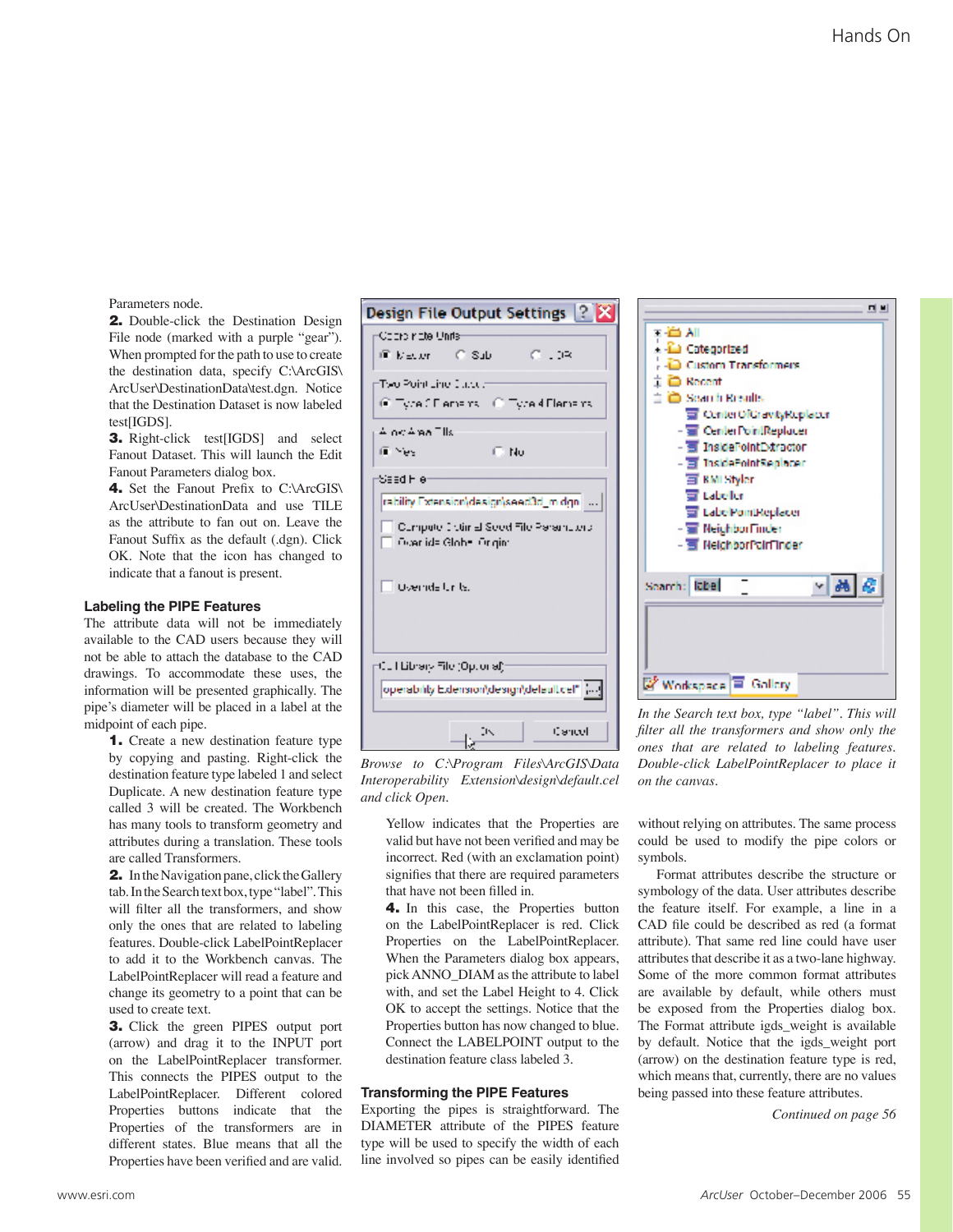Parameters node.

**2.** Double-click the Destination Design File node (marked with a purple "gear"). When prompted for the path to use to create the destination data, specify C:\ArcGIS\ArcUser\DestinationData\test.dgn. Notice that the Destination Dataset is now labeled test[IGDS].

**3.** Right-click test[IGDS] and select Fanout Dataset. This will launch the Edit Fanout Parameters dialog box.

**4.** Set the Fanout Prefix to C:\ArcGIS\ArcUser\DestinationData and use TILE as the attribute to fan out on. Leave the Fanout Suffix as the default (.dgn). Click OK. Note that the icon has changed to indicate that a fanout is present.

## Labeling the PIPE Features

The attribute data will not be immediately available to the CAD users because they will not be able to attach the database to the CAD drawings. To accommodate these uses, the information will be presented graphically. The pipe's diameter will be placed in a label at the midpoint of each pipe.

**1.** Create a new destination feature type by copying and pasting. Right-click the destination feature type labeled 1 and select Duplicate. A new destination feature type called 3 will be created. The Workbench has many tools to transform geometry and attributes during a translation. These tools are called Transformers.

**2.** In the Navigation pane, click the Gallery tab. In the Search text box, type "label". This will filter all the transformers, and show only the ones that are related to labeling features. Double-click LabelPointReplacer to add it to the Workbench canvas. The LabelPointReplacer will read a feature and change its geometry to a point that can be used to create text.

**3.** Click the green PIPES output port (arrow) and drag it to the INPUT port on the LabelPointReplacer transformer. This connects the PIPES output to the LabelPointReplacer. Different colored Properties buttons indicate that the Properties of the transformers are in different states. Blue means that all the Properties have been verified and are valid.

*Browse to C:\Program Files\ArcGIS\Data Interoperability Extension\design\default.cel and click Open.*

Yellow indicates that the Properties are valid but have not been verified and may be incorrect. Red (with an exclamation point) signifies that there are required parameters that have not been filled in.

**4.** In this case, the Properties button on the LabelPointReplacer is red. Click Properties on the LabelPointReplacer. When the Parameters dialog box appears, pick ANNO_DIAM as the attribute to label with, and set the Label Height to 4. Click OK to accept the settings. Notice that the Properties button has now changed to blue. Connect the LABELPOINT output to the destination feature class labeled 3.

## Transforming the PIPE Features

Exporting the pipes is straightforward. The DIAMETER attribute of the PIPES feature type will be used to specify the width of each line involved so pipes can be easily identified

*In the Search text box, type "label". This will filter all the transformers and show only the ones that are related to labeling features. Double-click LabelPointReplacer to place it on the canvas.*

without relying on attributes. The same process could be used to modify the pipe colors or symbols.

Format attributes describe the structure or symbology of the data. User attributes describe the feature itself. For example, a line in a CAD file could be described as red (a format attribute). That same red line could have user attributes that describe it as a two-lane highway. Some of the more common format attributes are available by default, while others must be exposed from the Properties dialog box. The Format attribute igds_weight is available by default. Notice that the igds_weight port (arrow) on the destination feature type is red, which means that, currently, there are no values being passed into these feature attributes.

*Continued on page 56*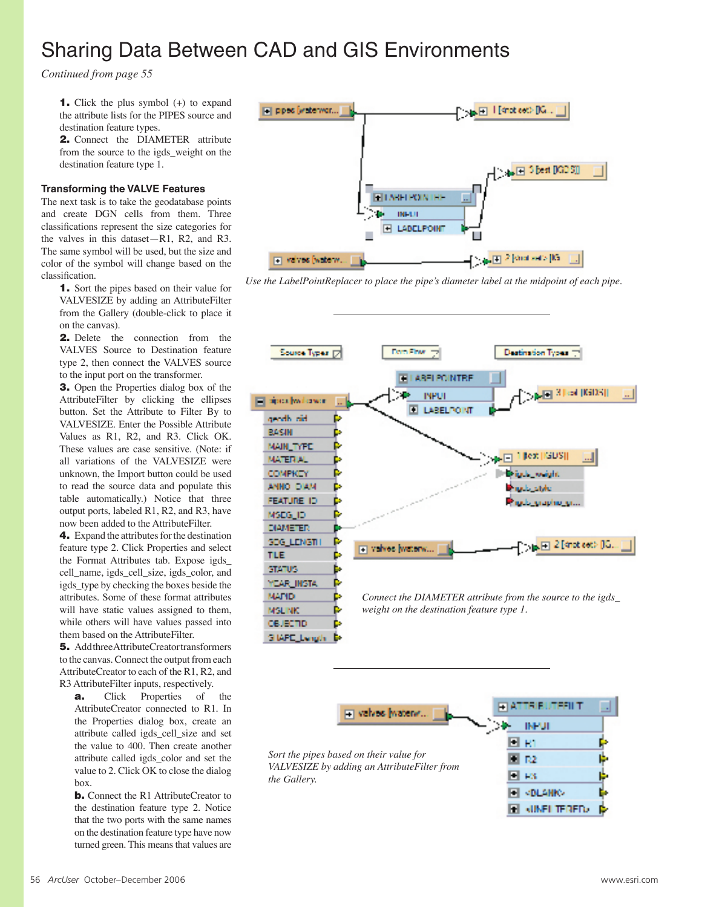# Sharing Data Between CAD and GIS Environments

*Continued from page 55*

**1.** Click the plus symbol (+) to expand the attribute lists for the PIPES source and destination feature types.

**2.** Connect the DIAMETER attribute from the source to the igds_weight on the destination feature type 1.

### Transforming the VALVE Features

The next task is to take the geodatabase points and create DGN cells from them. Three classifications represent the size categories for the valves in this dataset—R1, R2, and R3. The same symbol will be used, but the size and color of the symbol will change based on the classification.

**1.** Sort the pipes based on their value for VALVESIZE by adding an AttributeFilter from the Gallery (double-click to place it on the canvas).

**2.** Delete the connection from the VALVES Source to Destination feature type 2, then connect the VALVES source to the input port on the transformer.

**3.** Open the Properties dialog box of the AttributeFilter by clicking the ellipses button. Set the Attribute to Filter By to VALVESIZE. Enter the Possible Attribute Values as R1, R2, and R3. Click OK. These values are case sensitive. (Note: if all variations of the VALVESIZE were unknown, the Import button could be used to read the source data and populate this table automatically.) Notice that three output ports, labeled R1, R2, and R3, have now been added to the AttributeFilter.

**4.** Expand the attributes for the destination feature type 2. Click Properties and select the Format Attributes tab. Expose igds_cell_name, igds_cell_size, igds_color, and igds_type by checking the boxes beside the attributes. Some of these format attributes will have static values assigned to them, while others will have values passed into them based on the AttributeFilter.

**5.** Add three AttributeCreator transformers to the canvas. Connect the output from each AttributeCreator to each of the R1, R2, and R3 AttributeFilter inputs, respectively.

**a.** Click Properties of the AttributeCreator connected to R1. In the Properties dialog box, create an attribute called igds_cell_size and set the value to 400. Then create another attribute called igds_color and set the value to 2. Click OK to close the dialog box.

**b.** Connect the R1 AttributeCreator to the destination feature type 2. Notice that the two ports with the same names on the destination feature type have now turned green. This means that values are

*Use the LabelPointReplacer to place the pipe's diameter label at the midpoint of each pipe.*

*Connect the DIAMETER attribute from the source to the igds_weight on the destination feature type 1.*

*Sort the pipes based on their value for VALVESIZE by adding an AttributeFilter from the Gallery.*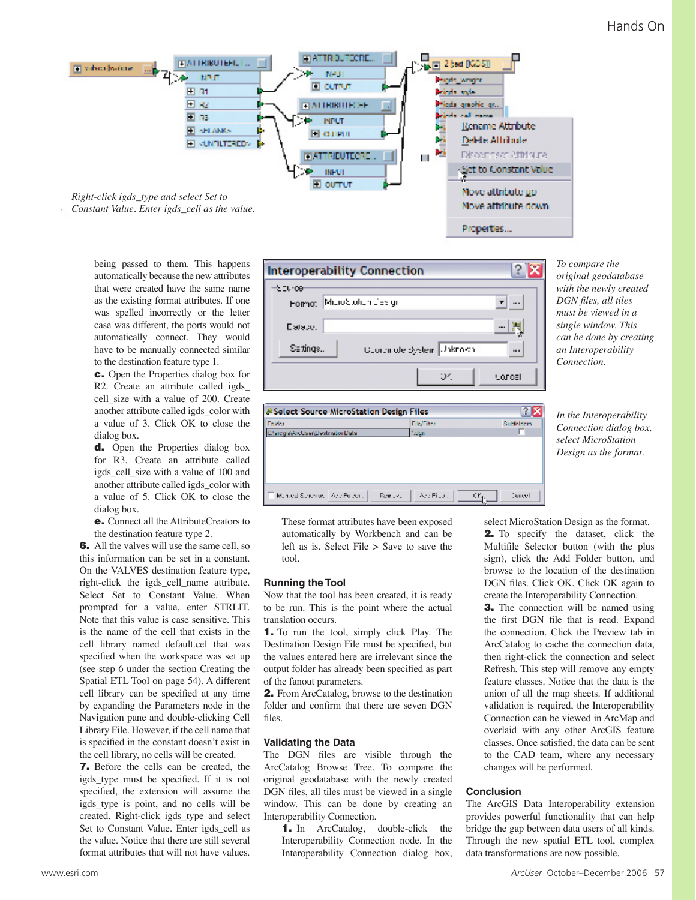*Right-click igds_type and select Set to Constant Value. Enter igds_cell as the value.*

being passed to them. This happens automatically because the new attributes that were created have the same name as the existing format attributes. If one was spelled incorrectly or the letter case was different, the ports would not automatically connect. They would have to be manually connected similar to the destination feature type 1.

**c.** Open the Properties dialog box for R2. Create an attribute called igds_cell_size with a value of 200. Create another attribute called igds_color with a value of 3. Click OK to close the dialog box.

**d.** Open the Properties dialog box for R3. Create an attribute called igds_cell_size with a value of 100 and another attribute called igds_color with a value of 5. Click OK to close the dialog box.

**e.** Connect all the AttributeCreators to the destination feature type 2.

**6.** All the valves will use the same cell, so this information can be set in a constant. On the VALVES destination feature type, right-click the igds_cell_name attribute. Select Set to Constant Value. When prompted for a value, enter STRLIT. Note that this value is case sensitive. This is the name of the cell that exists in the cell library named default.cel that was specified when the workspace was set up (see step 6 under the section Creating the Spatial ETL Tool on page 54). A different cell library can be specified at any time by expanding the Parameters node in the Navigation pane and double-clicking Cell Library File. However, if the cell name that is specified in the constant doesn't exist in the cell library, no cells will be created.

**7.** Before the cells can be created, the igds_type must be specified. If it is not specified, the extension will assume the igds_type is point, and no cells will be created. Right-click igds_type and select Set to Constant Value. Enter igds_cell as the value. Notice that there are still several format attributes that will not have values. These format attributes have been exposed automatically by Workbench and can be left as is. Select File > Save to save the tool.

## Running the Tool

Now that the tool has been created, it is ready to be run. This is the point where the actual translation occurs.

**1.** To run the tool, simply click Play. The Destination Design File must be specified, but the values entered here are irrelevant since the output folder has already been specified as part of the fanout parameters.

**2.** From ArcCatalog, browse to the destination folder and confirm that there are seven DGN files.

## Validating the Data

The DGN files are visible through the ArcCatalog Browse Tree. To compare the original geodatabase with the newly created DGN files, all tiles must be viewed in a single window. This can be done by creating an Interoperability Connection.

**1.** In ArcCatalog, double-click the Interoperability Connection node. In the Interoperability Connection dialog box, select MicroStation Design as the format.

**2.** To specify the dataset, click the Multifile Selector button (with the plus sign), click the Add Folder button, and browse to the location of the destination DGN files. Click OK. Click OK again to create the Interoperability Connection.

**3.** The connection will be named using the first DGN file that is read. Expand the connection. Click the Preview tab in ArcCatalog to cache the connection data, then right-click the connection and select Refresh. This step will remove any empty feature classes. Notice that the data is the union of all the map sheets. If additional validation is required, the Interoperability Connection can be viewed in ArcMap and overlaid with any other ArcGIS feature classes. Once satisfied, the data can be sent to the CAD team, where any necessary changes will be performed.

*To compare the original geodatabase with the newly created DGN files, all tiles must be viewed in a single window. This can be done by creating an Interoperability Connection.*

*In the Interoperability Connection dialog box, select MicroStation Design as the format.*

## Conclusion

The ArcGIS Data Interoperability extension provides powerful functionality that can help bridge the gap between data users of all kinds. Through the new spatial ETL tool, complex data transformations are now possible.